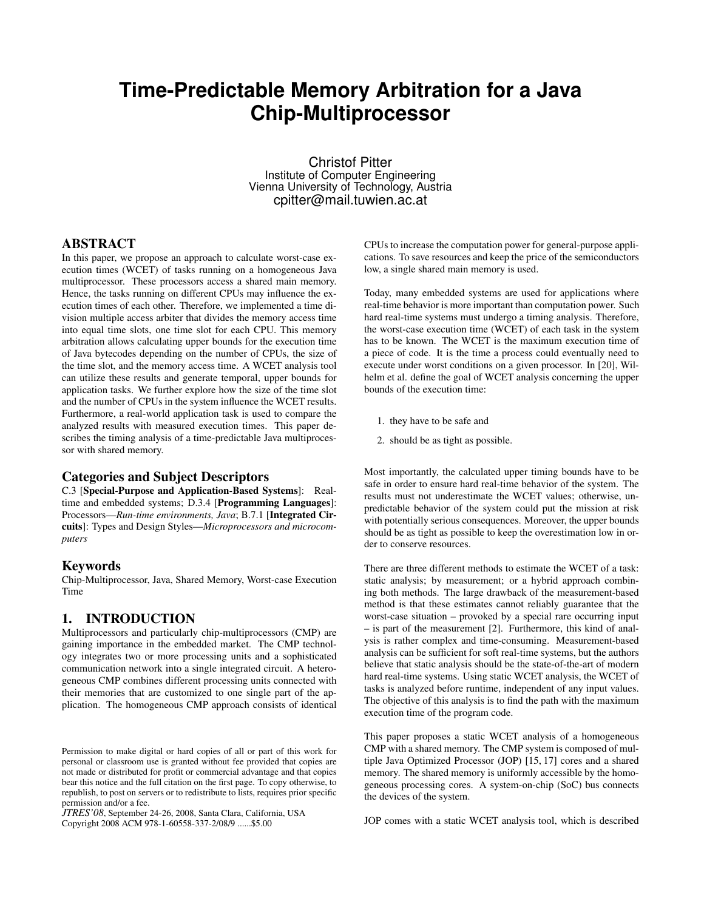# Time-Predictable Memory Arbitration for a Java Chip-Multiprocessor

Christof Pitter
Institute of Computer Engineering
Vienna University of Technology, Austria
cpitter@mail.tuwien.ac.at

## ABSTRACT

In this paper, we propose an approach to calculate worst-case execution times (WCET) of tasks running on a homogeneous Java multiprocessor. These processors access a shared main memory. Hence, the tasks running on different CPUs may influence the execution times of each other. Therefore, we implemented a time division multiple access arbiter that divides the memory access time into equal time slots, one time slot for each CPU. This memory arbitration allows calculating upper bounds for the execution time of Java bytecodes depending on the number of CPUs, the size of the time slot, and the memory access time. A WCET analysis tool can utilize these results and generate temporal, upper bounds for application tasks. We further explore how the size of the time slot and the number of CPUs in the system influence the WCET results. Furthermore, a real-world application task is used to compare the analyzed results with measured execution times. This paper describes the timing analysis of a time-predictable Java multiprocessor with shared memory.

## Categories and Subject Descriptors

C.3 [**Special-Purpose and Application-Based Systems**]: Real-time and embedded systems; D.3.4 [**Programming Languages**]: Processors—*Run-time environments, Java*; B.7.1 [**Integrated Circuits**]: Types and Design Styles—*Microprocessors and microcomputers*

## Keywords

Chip-Multiprocessor, Java, Shared Memory, Worst-case Execution Time

## 1. INTRODUCTION

Multiprocessors and particularly chip-multiprocessors (CMP) are gaining importance in the embedded market. The CMP technology integrates two or more processing units and a sophisticated communication network into a single integrated circuit. A heterogeneous CMP combines different processing units connected with their memories that are customized to one single part of the application. The homogeneous CMP approach consists of identical CPUs to increase the computation power for general-purpose applications. To save resources and keep the price of the semiconductors low, a single shared main memory is used.

Today, many embedded systems are used for applications where real-time behavior is more important than computation power. Such hard real-time systems must undergo a timing analysis. Therefore, the worst-case execution time (WCET) of each task in the system has to be known. The WCET is the maximum execution time of a piece of code. It is the time a process could eventually need to execute under worst conditions on a given processor. In [20], Wilhelm et al. define the goal of WCET analysis concerning the upper bounds of the execution time:

1. they have to be safe and
2. should be as tight as possible.

Most importantly, the calculated upper timing bounds have to be safe in order to ensure hard real-time behavior of the system. The results must not underestimate the WCET values; otherwise, unpredictable behavior of the system could put the mission at risk with potentially serious consequences. Moreover, the upper bounds should be as tight as possible to keep the overestimation low in order to conserve resources.

There are three different methods to estimate the WCET of a task: static analysis; by measurement; or a hybrid approach combining both methods. The large drawback of the measurement-based method is that these estimates cannot reliably guarantee that the worst-case situation – provoked by a special rare occurring input – is part of the measurement [2]. Furthermore, this kind of analysis is rather complex and time-consuming. Measurement-based analysis can be sufficient for soft real-time systems, but the authors believe that static analysis should be the state-of-the-art of modern hard real-time systems. Using static WCET analysis, the WCET of tasks is analyzed before runtime, independent of any input values. The objective of this analysis is to find the path with the maximum execution time of the program code.

This paper proposes a static WCET analysis of a homogeneous CMP with a shared memory. The CMP system is composed of multiple Java Optimized Processor (JOP) [15, 17] cores and a shared memory. The shared memory is uniformly accessible by the homogeneous processing cores. A system-on-chip (SoC) bus connects the devices of the system.

JOP comes with a static WCET analysis tool, which is described

Permission to make digital or hard copies of all or part of this work for personal or classroom use is granted without fee provided that copies are not made or distributed for profit or commercial advantage and that copies bear this notice and the full citation on the first page. To copy otherwise, to republish, to post on servers or to redistribute to lists, requires prior specific permission and/or a fee.
*JTRES'08*, September 24-26, 2008, Santa Clara, California, USA
Copyright 2008 ACM 978-1-60558-337-2/08/9 ......$5.00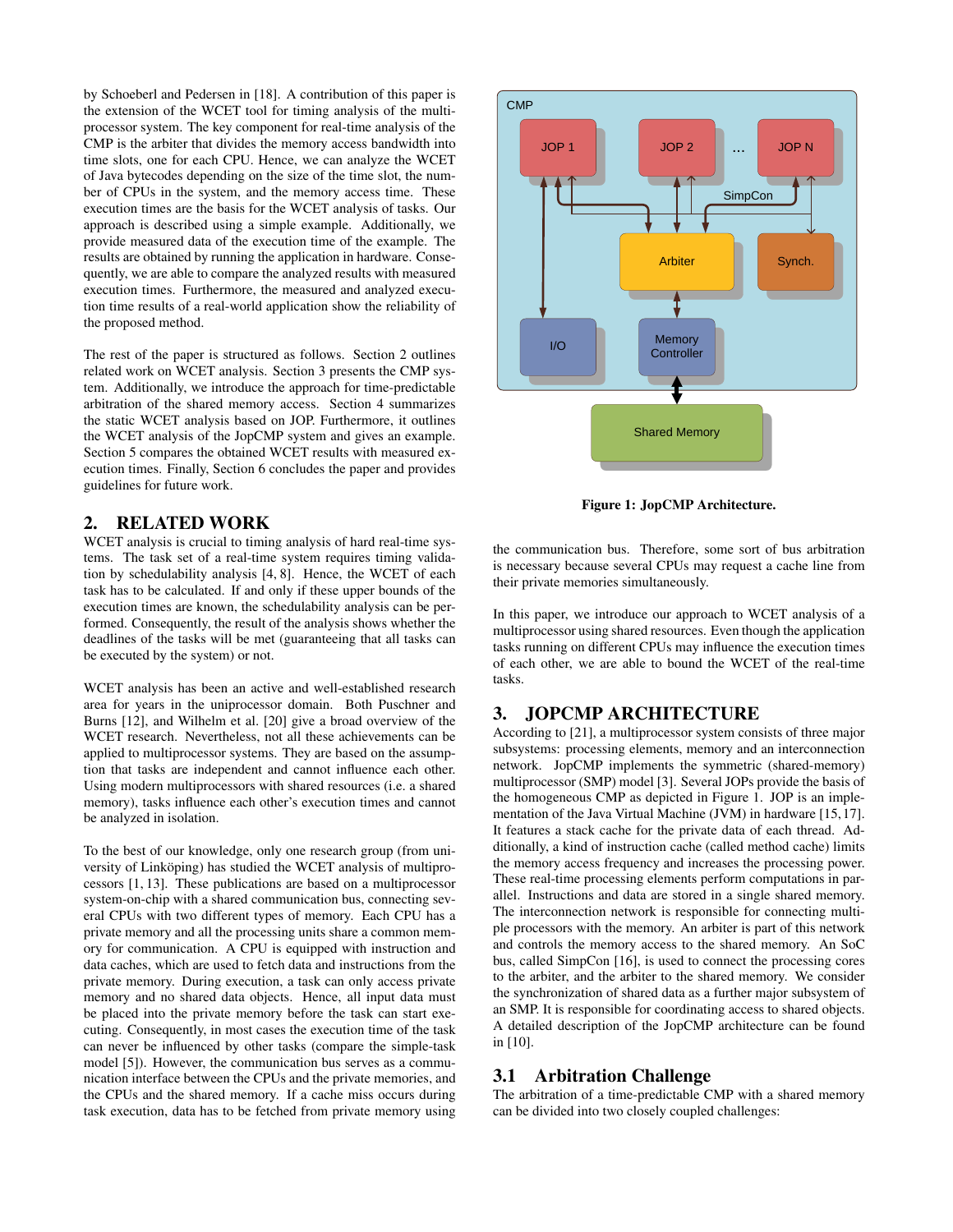by Schoeberl and Pedersen in [18]. A contribution of this paper is the extension of the WCET tool for timing analysis of the multiprocessor system. The key component for real-time analysis of the CMP is the arbiter that divides the memory access bandwidth into time slots, one for each CPU. Hence, we can analyze the WCET of Java bytecodes depending on the size of the time slot, the number of CPUs in the system, and the memory access time. These execution times are the basis for the WCET analysis of tasks. Our approach is described using a simple example. Additionally, we provide measured data of the execution time of the example. The results are obtained by running the application in hardware. Consequently, we are able to compare the analyzed results with measured execution times. Furthermore, the measured and analyzed execution time results of a real-world application show the reliability of the proposed method.

The rest of the paper is structured as follows. Section 2 outlines related work on WCET analysis. Section 3 presents the CMP system. Additionally, we introduce the approach for time-predictable arbitration of the shared memory access. Section 4 summarizes the static WCET analysis based on JOP. Furthermore, it outlines the WCET analysis of the JopCMP system and gives an example. Section 5 compares the obtained WCET results with measured execution times. Finally, Section 6 concludes the paper and provides guidelines for future work.

## 2. RELATED WORK

WCET analysis is crucial to timing analysis of hard real-time systems. The task set of a real-time system requires timing validation by schedulability analysis [4, 8]. Hence, the WCET of each task has to be calculated. If and only if these upper bounds of the execution times are known, the schedulability analysis can be performed. Consequently, the result of the analysis shows whether the deadlines of the tasks will be met (guaranteeing that all tasks can be executed by the system) or not.

WCET analysis has been an active and well-established research area for years in the uniprocessor domain. Both Puschner and Burns [12], and Wilhelm et al. [20] give a broad overview of the WCET research. Nevertheless, not all these achievements can be applied to multiprocessor systems. They are based on the assumption that tasks are independent and cannot influence each other. Using modern multiprocessors with shared resources (i.e. a shared memory), tasks influence each other's execution times and cannot be analyzed in isolation.

To the best of our knowledge, only one research group (from university of Linköping) has studied the WCET analysis of multiprocessors [1, 13]. These publications are based on a multiprocessor system-on-chip with a shared communication bus, connecting several CPUs with two different types of memory. Each CPU has a private memory and all the processing units share a common memory for communication. A CPU is equipped with instruction and data caches, which are used to fetch data and instructions from the private memory. During execution, a task can only access private memory and no shared data objects. Hence, all input data must be placed into the private memory before the task can start executing. Consequently, in most cases the execution time of the task can never be influenced by other tasks (compare the simple-task model [5]). However, the communication bus serves as a communication interface between the CPUs and the private memories, and the CPUs and the shared memory. If a cache miss occurs during task execution, data has to be fetched from private memory using the communication bus. Therefore, some sort of bus arbitration is necessary because several CPUs may request a cache line from their private memories simultaneously.

**Figure 1: JopCMP Architecture.**

In this paper, we introduce our approach to WCET analysis of a multiprocessor using shared resources. Even though the application tasks running on different CPUs may influence the execution times of each other, we are able to bound the WCET of the real-time tasks.

## 3. JOPCMP ARCHITECTURE

According to [21], a multiprocessor system consists of three major subsystems: processing elements, memory and an interconnection network. JopCMP implements the symmetric (shared-memory) multiprocessor (SMP) model [3]. Several JOPs provide the basis of the homogeneous CMP as depicted in Figure 1. JOP is an implementation of the Java Virtual Machine (JVM) in hardware [15, 17]. It features a stack cache for the private data of each thread. Additionally, a kind of instruction cache (called method cache) limits the memory access frequency and increases the processing power. These real-time processing elements perform computations in parallel. Instructions and data are stored in a single shared memory. The interconnection network is responsible for connecting multiple processors with the memory. An arbiter is part of this network and controls the memory access to the shared memory. An SoC bus, called SimpCon [16], is used to connect the processing cores to the arbiter, and the arbiter to the shared memory. We consider the synchronization of shared data as a further major subsystem of an SMP. It is responsible for coordinating access to shared objects. A detailed description of the JopCMP architecture can be found in [10].

### 3.1 Arbitration Challenge

The arbitration of a time-predictable CMP with a shared memory can be divided into two closely coupled challenges: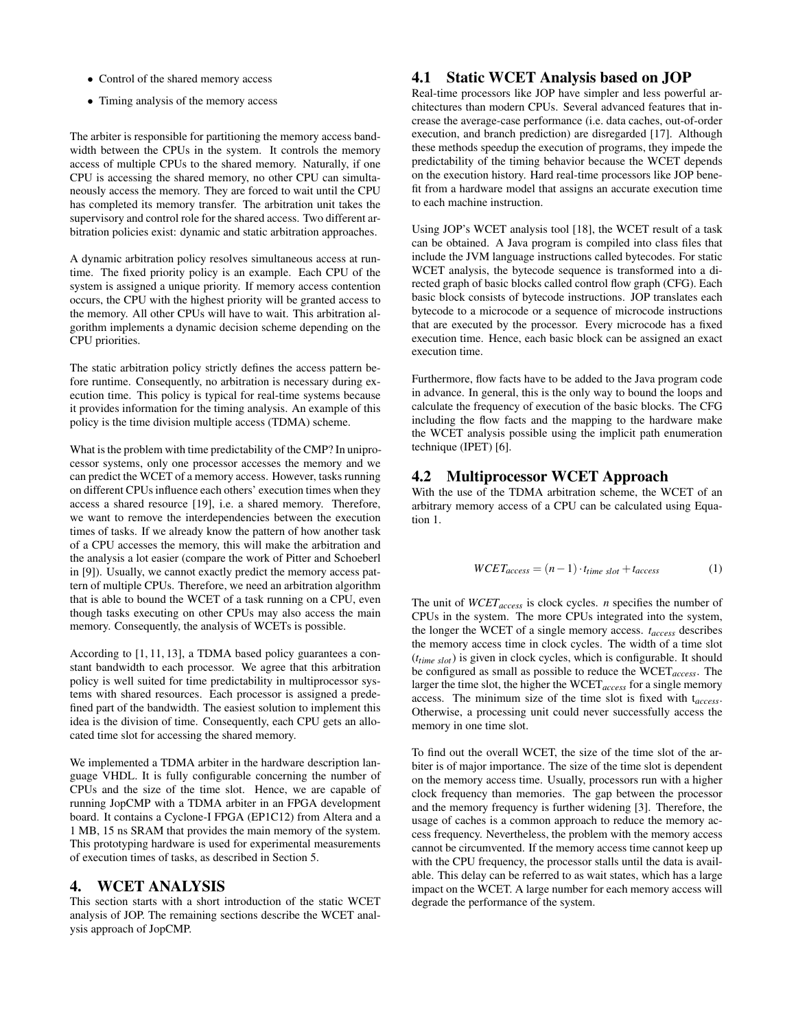- Control of the shared memory access
- Timing analysis of the memory access

The arbiter is responsible for partitioning the memory access bandwidth between the CPUs in the system. It controls the memory access of multiple CPUs to the shared memory. Naturally, if one CPU is accessing the shared memory, no other CPU can simultaneously access the memory. They are forced to wait until the CPU has completed its memory transfer. The arbitration unit takes the supervisory and control role for the shared access. Two different arbitration policies exist: dynamic and static arbitration approaches.

A dynamic arbitration policy resolves simultaneous access at runtime. The fixed priority policy is an example. Each CPU of the system is assigned a unique priority. If memory access contention occurs, the CPU with the highest priority will be granted access to the memory. All other CPUs will have to wait. This arbitration algorithm implements a dynamic decision scheme depending on the CPU priorities.

The static arbitration policy strictly defines the access pattern before runtime. Consequently, no arbitration is necessary during execution time. This policy is typical for real-time systems because it provides information for the timing analysis. An example of this policy is the time division multiple access (TDMA) scheme.

What is the problem with time predictability of the CMP? In uniprocessor systems, only one processor accesses the memory and we can predict the WCET of a memory access. However, tasks running on different CPUs influence each others' execution times when they access a shared resource [19], i.e. a shared memory. Therefore, we want to remove the interdependencies between the execution times of tasks. If we already know the pattern of how another task of a CPU accesses the memory, this will make the arbitration and the analysis a lot easier (compare the work of Pitter and Schoeberl in [9]). Usually, we cannot exactly predict the memory access pattern of multiple CPUs. Therefore, we need an arbitration algorithm that is able to bound the WCET of a task running on a CPU, even though tasks executing on other CPUs may also access the main memory. Consequently, the analysis of WCETs is possible.

According to [1, 11, 13], a TDMA based policy guarantees a constant bandwidth to each processor. We agree that this arbitration policy is well suited for time predictability in multiprocessor systems with shared resources. Each processor is assigned a predefined part of the bandwidth. The easiest solution to implement this idea is the division of time. Consequently, each CPU gets an allocated time slot for accessing the shared memory.

We implemented a TDMA arbiter in the hardware description language VHDL. It is fully configurable concerning the number of CPUs and the size of the time slot. Hence, we are capable of running JopCMP with a TDMA arbiter in an FPGA development board. It contains a Cyclone-I FPGA (EP1C12) from Altera and a 1 MB, 15 ns SRAM that provides the main memory of the system. This prototyping hardware is used for experimental measurements of execution times of tasks, as described in Section 5.

# 4. WCET ANALYSIS

This section starts with a short introduction of the static WCET analysis of JOP. The remaining sections describe the WCET analysis approach of JopCMP.

## 4.1 Static WCET Analysis based on JOP

Real-time processors like JOP have simpler and less powerful architectures than modern CPUs. Several advanced features that increase the average-case performance (i.e. data caches, out-of-order execution, and branch prediction) are disregarded [17]. Although these methods speedup the execution of programs, they impede the predictability of the timing behavior because the WCET depends on the execution history. Hard real-time processors like JOP benefit from a hardware model that assigns an accurate execution time to each machine instruction.

Using JOP's WCET analysis tool [18], the WCET result of a task can be obtained. A Java program is compiled into class files that include the JVM language instructions called bytecodes. For static WCET analysis, the bytecode sequence is transformed into a directed graph of basic blocks called control flow graph (CFG). Each basic block consists of bytecode instructions. JOP translates each bytecode to a microcode or a sequence of microcode instructions that are executed by the processor. Every microcode has a fixed execution time. Hence, each basic block can be assigned an exact execution time.

Furthermore, flow facts have to be added to the Java program code in advance. In general, this is the only way to bound the loops and calculate the frequency of execution of the basic blocks. The CFG including the flow facts and the mapping to the hardware make the WCET analysis possible using the implicit path enumeration technique (IPET) [6].

## 4.2 Multiprocessor WCET Approach

With the use of the TDMA arbitration scheme, the WCET of an arbitrary memory access of a CPU can be calculated using Equation 1.

$$WCET_{access} = (n-1) \cdot t_{time\ slot} + t_{access} \tag{1}$$

The unit of $WCET_{access}$ is clock cycles. $n$ specifies the number of CPUs in the system. The more CPUs integrated into the system, the longer the WCET of a single memory access. $t_{access}$ describes the memory access time in clock cycles. The width of a time slot ($t_{time\ slot}$) is given in clock cycles, which is configurable. It should be configured as small as possible to reduce the $WCET_{access}$. The larger the time slot, the higher the $WCET_{access}$ for a single memory access. The minimum size of the time slot is fixed with $t_{access}$. Otherwise, a processing unit could never successfully access the memory in one time slot.

To find out the overall WCET, the size of the time slot of the arbiter is of major importance. The size of the time slot is dependent on the memory access time. Usually, processors run with a higher clock frequency than memories. The gap between the processor and the memory frequency is further widening [3]. Therefore, the usage of caches is a common approach to reduce the memory access frequency. Nevertheless, the problem with the memory access cannot be circumvented. If the memory access time cannot keep up with the CPU frequency, the processor stalls until the data is available. This delay can be referred to as wait states, which has a large impact on the WCET. A large number for each memory access will degrade the performance of the system.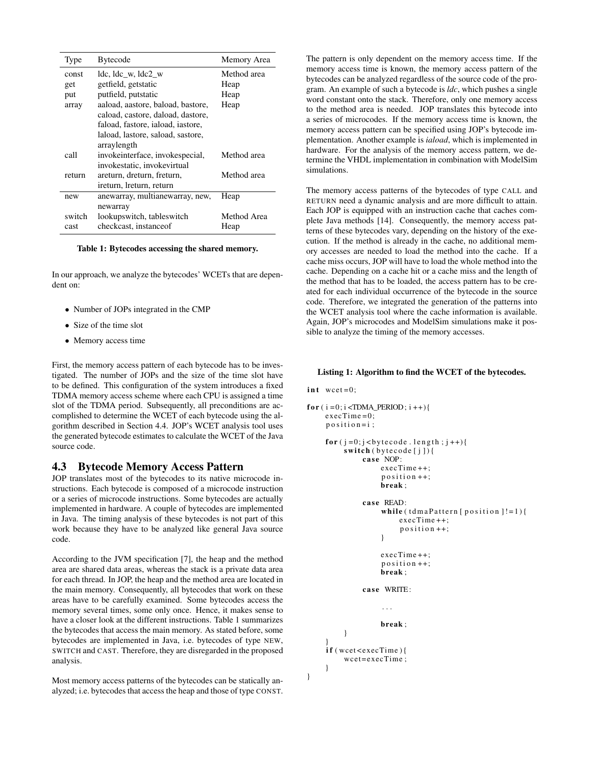| Type | Bytecode | Memory Area |
|---|---|---|
| const | ldc, ldc_w, ldc2_w | Method area |
| get | getfield, getstatic | Heap |
| put | putfield, putstatic | Heap |
| array | aaload, aastore, baload, bastore, caload, castore, daload, dastore, faload, fastore, iaload, iastore, laload, lastore, saload, sastore, arraylength | Heap |
| call | invokeinterface, invokespecial, invokestatic, invokevirtual | Method area |
| return | areturn, dreturn, freturn, ireturn, lreturn, return | Method area |
| new | anewarray, multianewarray, new, newarray | Heap |
| switch | lookupswitch, tableswitch | Method Area |
| cast | checkcast, instanceof | Heap |

**Table 1: Bytecodes accessing the shared memory.**

In our approach, we analyze the bytecodes' WCETs that are dependent on:

- Number of JOPs integrated in the CMP
- Size of the time slot
- Memory access time

First, the memory access pattern of each bytecode has to be investigated. The number of JOPs and the size of the time slot have to be defined. This configuration of the system introduces a fixed TDMA memory access scheme where each CPU is assigned a time slot of the TDMA period. Subsequently, all preconditions are accomplished to determine the WCET of each bytecode using the algorithm described in Section 4.4. JOP's WCET analysis tool uses the generated bytecode estimates to calculate the WCET of the Java source code.

## 4.3 Bytecode Memory Access Pattern

JOP translates most of the bytecodes to its native microcode instructions. Each bytecode is composed of a microcode instruction or a series of microcode instructions. Some bytecodes are actually implemented in hardware. A couple of bytecodes are implemented in Java. The timing analysis of these bytecodes is not part of this work because they have to be analyzed like general Java source code.

According to the JVM specification [7], the heap and the method area are shared data areas, whereas the stack is a private data area for each thread. In JOP, the heap and the method area are located in the main memory. Consequently, all bytecodes that work on these areas have to be carefully examined. Some bytecodes access the memory several times, some only once. Hence, it makes sense to have a closer look at the different instructions. Table 1 summarizes the bytecodes that access the main memory. As stated before, some bytecodes are implemented in Java, i.e. bytecodes of type NEW, SWITCH and CAST. Therefore, they are disregarded in the proposed analysis.

Most memory access patterns of the bytecodes can be statically analyzed; i.e. bytecodes that access the heap and those of type CONST. The pattern is only dependent on the memory access time. If the memory access time is known, the memory access pattern of the bytecodes can be analyzed regardless of the source code of the program. An example of such a bytecode is *ldc*, which pushes a single word constant onto the stack. Therefore, only one memory access to the method area is needed. JOP translates this bytecode into a series of microcodes. If the memory access time is known, the memory access pattern can be specified using JOP's bytecode implementation. Another example is *iaload*, which is implemented in hardware. For the analysis of the memory access pattern, we determine the VHDL implementation in combination with ModelSim simulations.

The memory access patterns of the bytecodes of type CALL and RETURN need a dynamic analysis and are more difficult to attain. Each JOP is equipped with an instruction cache that caches complete Java methods [14]. Consequently, the memory access patterns of these bytecodes vary, depending on the history of the execution. If the method is already in the cache, no additional memory accesses are needed to load the method into the cache. If a cache miss occurs, JOP will have to load the whole method into the cache. Depending on a cache hit or a cache miss and the length of the method that has to be loaded, the access pattern has to be created for each individual occurrence of the bytecode in the source code. Therefore, we integrated the generation of the patterns into the WCET analysis tool where the cache information is available. Again, JOP's microcodes and ModelSim simulations make it possible to analyze the timing of the memory accesses.

**Listing 1: Algorithm to find the WCET of the bytecodes.**

```
int wcet=0;

for(i=0;i<TDMA_PERIOD;i++){
    execTime=0;
    position=i;

    for(j=0;j<bytecode.length;j++){
        switch(bytecode[j]){
            case NOP:
                execTime++;
                position++;
                break;

            case READ:
                while(tdmaPattern[position]!=1){
                    execTime++;
                    position++;
                }

                execTime++;
                position++;
                break;

            case WRITE:

                ...

                break;
        }
    }
    if(wcet<execTime){
        wcet=execTime;
    }
}
```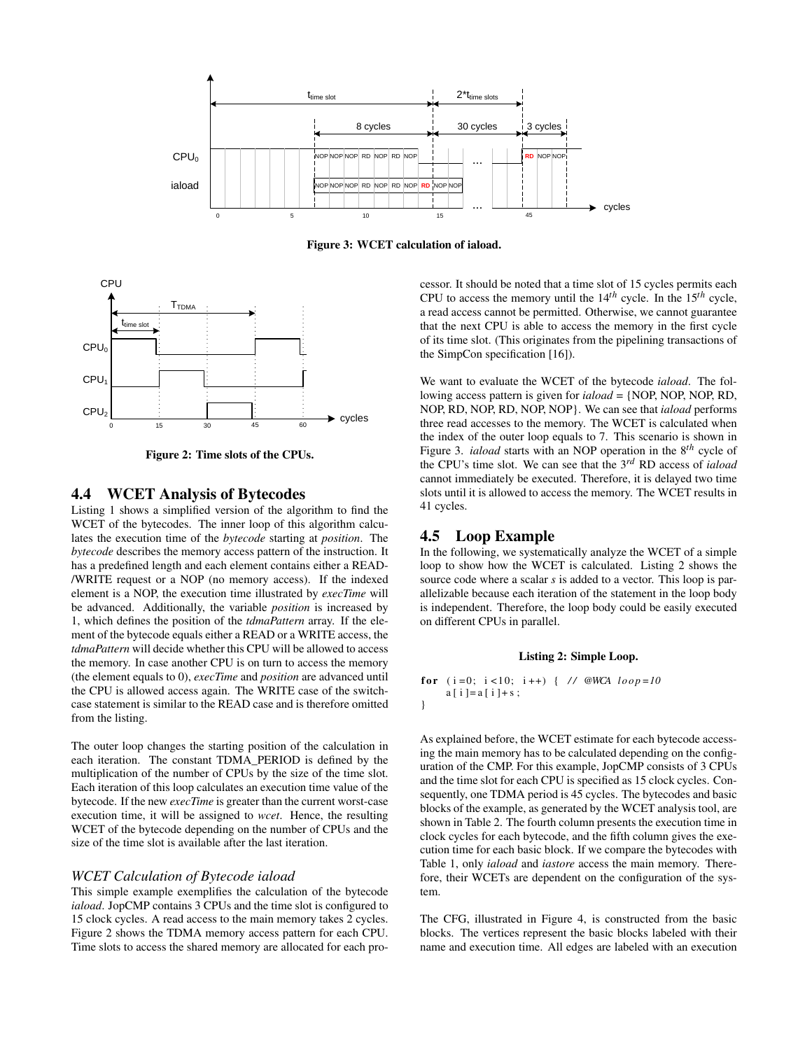Figure 3: WCET calculation of iaload.

Figure 2: Time slots of the CPUs.

## 4.4 WCET Analysis of Bytecodes

Listing 1 shows a simplified version of the algorithm to find the WCET of the bytecodes. The inner loop of this algorithm calculates the execution time of the *bytecode* starting at *position*. The *bytecode* describes the memory access pattern of the instruction. It has a predefined length and each element contains either a READ-/WRITE request or a NOP (no memory access). If the indexed element is a NOP, the execution time illustrated by *execTime* will be advanced. Additionally, the variable *position* is increased by 1, which defines the position of the *tdmaPattern* array. If the element of the bytecode equals either a READ or a WRITE access, the *tdmaPattern* will decide whether this CPU will be allowed to access the memory. In case another CPU is on turn to access the memory (the element equals to 0), *execTime* and *position* are advanced until the CPU is allowed access again. The WRITE case of the switch-case statement is similar to the READ case and is therefore omitted from the listing.

The outer loop changes the starting position of the calculation in each iteration. The constant TDMA_PERIOD is defined by the multiplication of the number of CPUs by the size of the time slot. Each iteration of this loop calculates an execution time value of the bytecode. If the new *execTime* is greater than the current worst-case execution time, it will be assigned to *wcet*. Hence, the resulting WCET of the bytecode depending on the number of CPUs and the size of the time slot is available after the last iteration.

### *WCET Calculation of Bytecode iaload*

This simple example exemplifies the calculation of the bytecode *iaload*. JopCMP contains 3 CPUs and the time slot is configured to 15 clock cycles. A read access to the main memory takes 2 cycles. Figure 2 shows the TDMA memory access pattern for each CPU. Time slots to access the shared memory are allocated for each processor. It should be noted that a time slot of 15 cycles permits each CPU to access the memory until the $14^{th}$ cycle. In the $15^{th}$ cycle, a read access cannot be permitted. Otherwise, we cannot guarantee that the next CPU is able to access the memory in the first cycle of its time slot. (This originates from the pipelining transactions of the SimpCon specification [16]).

We want to evaluate the WCET of the bytecode *iaload*. The following access pattern is given for *iaload* = {NOP, NOP, NOP, RD, NOP, RD, NOP, RD, NOP, NOP}. We can see that *iaload* performs three read accesses to the memory. The WCET is calculated when the index of the outer loop equals to 7. This scenario is shown in Figure 3. *iaload* starts with an NOP operation in the $8^{th}$ cycle of the CPU's time slot. We can see that the $3^{rd}$ RD access of *iaload* cannot immediately be executed. Therefore, it is delayed two time slots until it is allowed to access the memory. The WCET results in 41 cycles.

## 4.5 Loop Example

In the following, we systematically analyze the WCET of a simple loop to show how the WCET is calculated. Listing 2 shows the source code where a scalar *s* is added to a vector. This loop is parallelizable because each iteration of the statement in the loop body is independent. Therefore, the loop body could be easily executed on different CPUs in parallel.

**Listing 2: Simple Loop.**

```
for (i=0; i<10; i++) { // @WCA loop=10
    a[i]=a[i]+s;
}
```

As explained before, the WCET estimate for each bytecode accessing the main memory has to be calculated depending on the configuration of the CMP. For this example, JopCMP consists of 3 CPUs and the time slot for each CPU is specified as 15 clock cycles. Consequently, one TDMA period is 45 cycles. The bytecodes and basic blocks of the example, as generated by the WCET analysis tool, are shown in Table 2. The fourth column presents the execution time in clock cycles for each bytecode, and the fifth column gives the execution time for each basic block. If we compare the bytecodes with Table 1, only *iaload* and *iastore* access the main memory. Therefore, their WCETs are dependent on the configuration of the system.

The CFG, illustrated in Figure 4, is constructed from the basic blocks. The vertices represent the basic blocks labeled with their name and execution time. All edges are labeled with an execution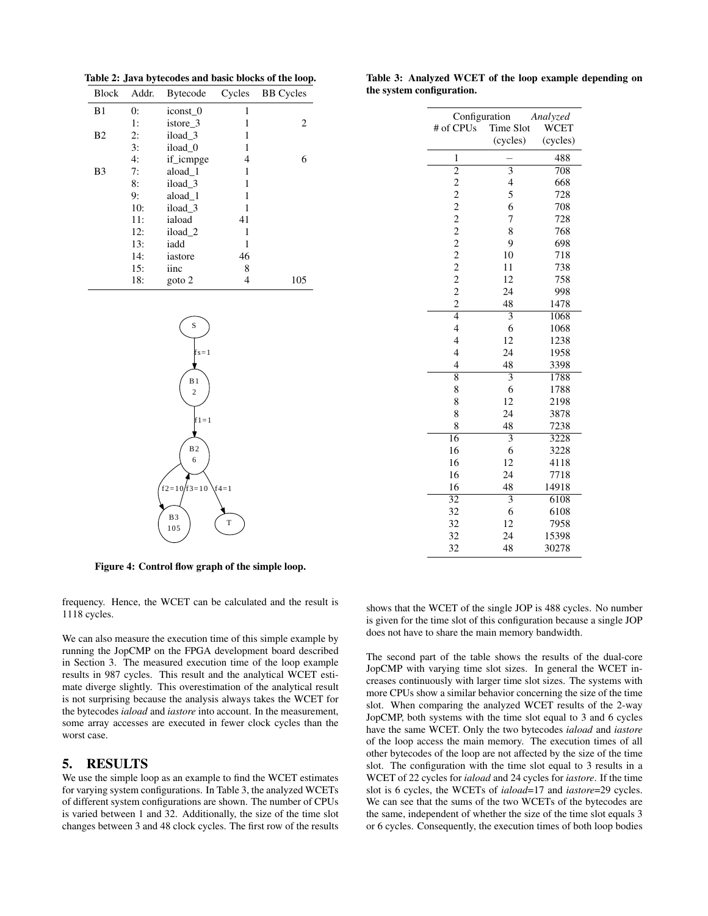**Table 2: Java bytecodes and basic blocks of the loop.**

| Block | Addr. | Bytecode | Cycles | BB Cycles |
|---|---|---|---|---|
| B1 | 0: | iconst_0 | 1 | |
| | 1: | istore_3 | 1 | 2 |
| B2 | 2: | iload_3 | 1 | |
| | 3: | iload_0 | 1 | |
| | 4: | if_icmpge | 4 | 6 |
| B3 | 7: | aload_1 | 1 | |
| | 8: | iload_3 | 1 | |
| | 9: | aload_1 | 1 | |
| | 10: | iload_3 | 1 | |
| | 11: | iaload | 41 | |
| | 12: | iload_2 | 1 | |
| | 13: | iadd | 1 | |
| | 14: | iastore | 46 | |
| | 15: | iinc | 8 | |
| | 18: | goto 2 | 4 | 105 |

**Figure 4: Control flow graph of the simple loop.**

frequency. Hence, the WCET can be calculated and the result is 1118 cycles.

We can also measure the execution time of this simple example by running the JopCMP on the FPGA development board described in Section 3. The measured execution time of the loop example results in 987 cycles. This result and the analytical WCET estimate diverge slightly. This overestimation of the analytical result is not surprising because the analysis always takes the WCET for the bytecodes *iaload* and *iastore* into account. In the measurement, some array accesses are executed in fewer clock cycles than the worst case.

## 5. RESULTS

We use the simple loop as an example to find the WCET estimates for varying system configurations. In Table 3, the analyzed WCETs of different system configurations are shown. The number of CPUs is varied between 1 and 32. Additionally, the size of the time slot changes between 3 and 48 clock cycles. The first row of the results shows that the WCET of the single JOP is 488 cycles. No number is given for the time slot of this configuration because a single JOP does not have to share the main memory bandwidth.

**Table 3: Analyzed WCET of the loop example depending on the system configuration.**

| Configuration # of CPUs | Time Slot (cycles) | *Analyzed* WCET (cycles) |
|---|---|---|
| 1 | – | 488 |
| 2 | 3 | 708 |
| 2 | 4 | 668 |
| 2 | 5 | 728 |
| 2 | 6 | 708 |
| 2 | 7 | 728 |
| 2 | 8 | 768 |
| 2 | 9 | 698 |
| 2 | 10 | 718 |
| 2 | 11 | 738 |
| 2 | 12 | 758 |
| 2 | 24 | 998 |
| 2 | 48 | 1478 |
| 4 | 3 | 1068 |
| 4 | 6 | 1068 |
| 4 | 12 | 1238 |
| 4 | 24 | 1958 |
| 4 | 48 | 3398 |
| 8 | 3 | 1788 |
| 8 | 6 | 1788 |
| 8 | 12 | 2198 |
| 8 | 24 | 3878 |
| 8 | 48 | 7238 |
| 16 | 3 | 3228 |
| 16 | 6 | 3228 |
| 16 | 12 | 4118 |
| 16 | 24 | 7718 |
| 16 | 48 | 14918 |
| 32 | 3 | 6108 |
| 32 | 6 | 6108 |
| 32 | 12 | 7958 |
| 32 | 24 | 15398 |
| 32 | 48 | 30278 |

The second part of the table shows the results of the dual-core JopCMP with varying time slot sizes. In general the WCET increases continuously with larger time slot sizes. The systems with more CPUs show a similar behavior concerning the size of the time slot. When comparing the analyzed WCET results of the 2-way JopCMP, both systems with the time slot equal to 3 and 6 cycles have the same WCET. Only the two bytecodes *iaload* and *iastore* of the loop access the main memory. The execution times of all other bytecodes of the loop are not affected by the size of the time slot. The configuration with the time slot equal to 3 results in a WCET of 22 cycles for *iaload* and 24 cycles for *iastore*. If the time slot is 6 cycles, the WCETs of *iaload*=17 and *iastore*=29 cycles. We can see that the sums of the two WCETs of the bytecodes are the same, independent of whether the size of the time slot equals 3 or 6 cycles. Consequently, the execution times of both loop bodies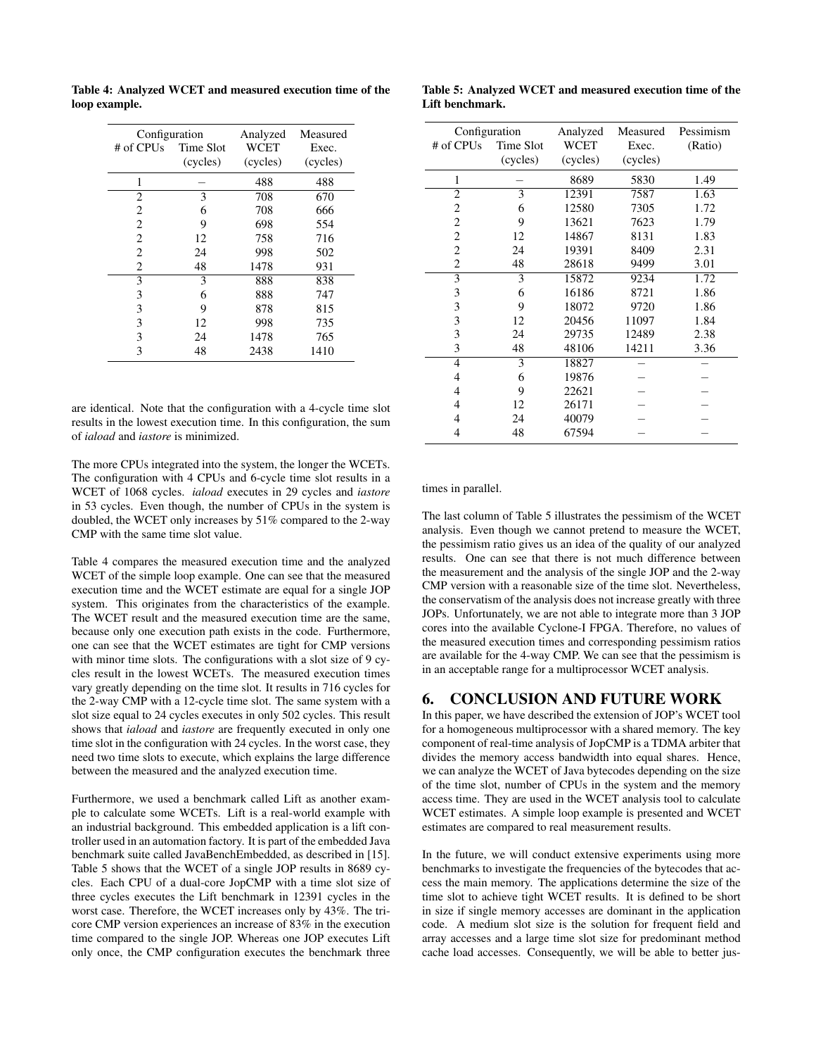**Table 4: Analyzed WCET and measured execution time of the loop example.**

| Configuration | | Analyzed | Measured |
|---|---|---|---|
| # of CPUs | Time Slot (cycles) | WCET (cycles) | Exec. (cycles) |
| 1 | – | 488 | 488 |
| 2 | 3 | 708 | 670 |
| 2 | 6 | 708 | 666 |
| 2 | 9 | 698 | 554 |
| 2 | 12 | 758 | 716 |
| 2 | 24 | 998 | 502 |
| 2 | 48 | 1478 | 931 |
| 3 | 3 | 888 | 838 |
| 3 | 6 | 888 | 747 |
| 3 | 9 | 878 | 815 |
| 3 | 12 | 998 | 735 |
| 3 | 24 | 1478 | 765 |
| 3 | 48 | 2438 | 1410 |

are identical. Note that the configuration with a 4-cycle time slot results in the lowest execution time. In this configuration, the sum of *iaload* and *iastore* is minimized.

The more CPUs integrated into the system, the longer the WCETs. The configuration with 4 CPUs and 6-cycle time slot results in a WCET of 1068 cycles. *iaload* executes in 29 cycles and *iastore* in 53 cycles. Even though, the number of CPUs in the system is doubled, the WCET only increases by 51% compared to the 2-way CMP with the same time slot value.

Table 4 compares the measured execution time and the analyzed WCET of the simple loop example. One can see that the measured execution time and the WCET estimate are equal for a single JOP system. This originates from the characteristics of the example. The WCET result and the measured execution time are the same, because only one execution path exists in the code. Furthermore, one can see that the WCET estimates are tight for CMP versions with minor time slots. The configurations with a slot size of 9 cycles result in the lowest WCETs. The measured execution times vary greatly depending on the time slot. It results in 716 cycles for the 2-way CMP with a 12-cycle time slot. The same system with a slot size equal to 24 cycles executes in only 502 cycles. This result shows that *iaload* and *iastore* are frequently executed in only one time slot in the configuration with 24 cycles. In the worst case, they need two time slots to execute, which explains the large difference between the measured and the analyzed execution time.

Furthermore, we used a benchmark called Lift as another example to calculate some WCETs. Lift is a real-world example with an industrial background. This embedded application is a lift controller used in an automation factory. It is part of the embedded Java benchmark suite called JavaBenchEmbedded, as described in [15]. Table 5 shows that the WCET of a single JOP results in 8689 cycles. Each CPU of a dual-core JopCMP with a time slot size of three cycles executes the Lift benchmark in 12391 cycles in the worst case. Therefore, the WCET increases only by 43%. The tri-core CMP version experiences an increase of 83% in the execution time compared to the single JOP. Whereas one JOP executes Lift only once, the CMP configuration executes the benchmark three times in parallel.

**Table 5: Analyzed WCET and measured execution time of the Lift benchmark.**

| Configuration | | Analyzed | Measured | Pessimism |
|---|---|---|---|---|
| # of CPUs | Time Slot (cycles) | WCET (cycles) | Exec. (cycles) | (Ratio) |
| 1 | – | 8689 | 5830 | 1.49 |
| 2 | 3 | 12391 | 7587 | 1.63 |
| 2 | 6 | 12580 | 7305 | 1.72 |
| 2 | 9 | 13621 | 7623 | 1.79 |
| 2 | 12 | 14867 | 8131 | 1.83 |
| 2 | 24 | 19391 | 8409 | 2.31 |
| 2 | 48 | 28618 | 9499 | 3.01 |
| 3 | 3 | 15872 | 9234 | 1.72 |
| 3 | 6 | 16186 | 8721 | 1.86 |
| 3 | 9 | 18072 | 9720 | 1.86 |
| 3 | 12 | 20456 | 11097 | 1.84 |
| 3 | 24 | 29735 | 12489 | 2.38 |
| 3 | 48 | 48106 | 14211 | 3.36 |
| 4 | 3 | 18827 | – | – |
| 4 | 6 | 19876 | – | – |
| 4 | 9 | 22621 | – | – |
| 4 | 12 | 26171 | – | – |
| 4 | 24 | 40079 | – | – |
| 4 | 48 | 67594 | – | – |

The last column of Table 5 illustrates the pessimism of the WCET analysis. Even though we cannot pretend to measure the WCET, the pessimism ratio gives us an idea of the quality of our analyzed results. One can see that there is not much difference between the measurement and the analysis of the single JOP and the 2-way CMP version with a reasonable size of the time slot. Nevertheless, the conservatism of the analysis does not increase greatly with three JOPs. Unfortunately, we are not able to integrate more than 3 JOP cores into the available Cyclone-I FPGA. Therefore, no values of the measured execution times and corresponding pessimism ratios are available for the 4-way CMP. We can see that the pessimism is in an acceptable range for a multiprocessor WCET analysis.

## 6. CONCLUSION AND FUTURE WORK

In this paper, we have described the extension of JOP's WCET tool for a homogeneous multiprocessor with a shared memory. The key component of real-time analysis of JopCMP is a TDMA arbiter that divides the memory access bandwidth into equal shares. Hence, we can analyze the WCET of Java bytecodes depending on the size of the time slot, number of CPUs in the system and the memory access time. They are used in the WCET analysis tool to calculate WCET estimates. A simple loop example is presented and WCET estimates are compared to real measurement results.

In the future, we will conduct extensive experiments using more benchmarks to investigate the frequencies of the bytecodes that access the main memory. The applications determine the size of the time slot to achieve tight WCET results. It is defined to be short in size if single memory accesses are dominant in the application code. A medium slot size is the solution for frequent field and array accesses and a large time slot size for predominant method cache load accesses. Consequently, we will be able to better jus-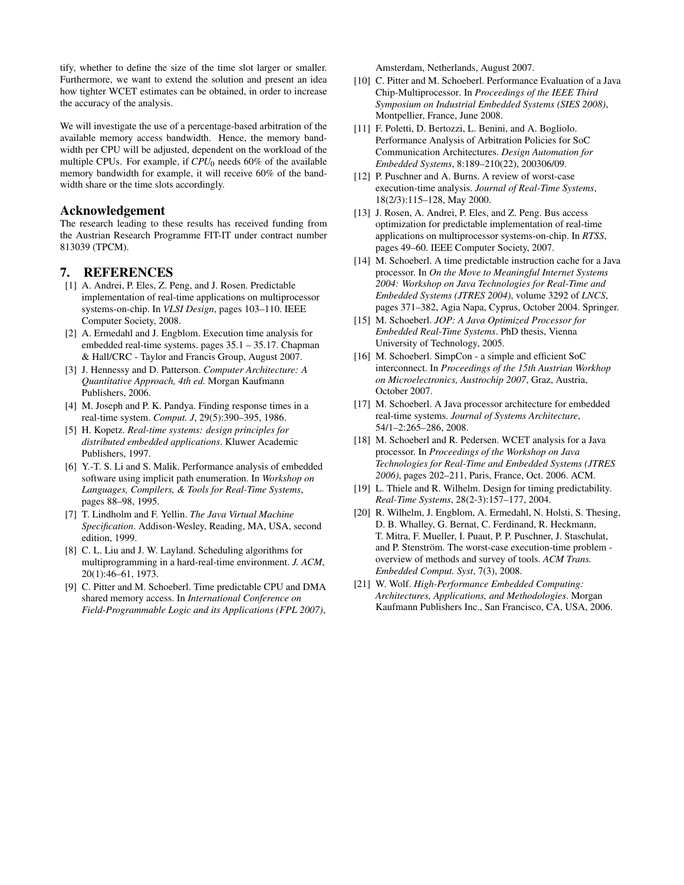tify, whether to define the size of the time slot larger or smaller. Furthermore, we want to extend the solution and present an idea how tighter WCET estimates can be obtained, in order to increase the accuracy of the analysis.

We will investigate the use of a percentage-based arbitration of the available memory access bandwidth. Hence, the memory bandwidth per CPU will be adjusted, dependent on the workload of the multiple CPUs. For example, if $CPU_0$ needs 60% of the available memory bandwidth for example, it will receive 60% of the bandwidth share or the time slots accordingly.

## Acknowledgement

The research leading to these results has received funding from the Austrian Research Programme FIT-IT under contract number 813039 (TPCM).

## 7. REFERENCES

[1] A. Andrei, P. Eles, Z. Peng, and J. Rosen. Predictable implementation of real-time applications on multiprocessor systems-on-chip. In *VLSI Design*, pages 103–110. IEEE Computer Society, 2008.

[2] A. Ermedahl and J. Engblom. Execution time analysis for embedded real-time systems. pages 35.1 – 35.17. Chapman & Hall/CRC - Taylor and Francis Group, August 2007.

[3] J. Hennessy and D. Patterson. *Computer Architecture: A Quantitative Approach, 4th ed.* Morgan Kaufmann Publishers, 2006.

[4] M. Joseph and P. K. Pandya. Finding response times in a real-time system. *Comput. J*, 29(5):390–395, 1986.

[5] H. Kopetz. *Real-time systems: design principles for distributed embedded applications*. Kluwer Academic Publishers, 1997.

[6] Y.-T. S. Li and S. Malik. Performance analysis of embedded software using implicit path enumeration. In *Workshop on Languages, Compilers, & Tools for Real-Time Systems*, pages 88–98, 1995.

[7] T. Lindholm and F. Yellin. *The Java Virtual Machine Specification*. Addison-Wesley, Reading, MA, USA, second edition, 1999.

[8] C. L. Liu and J. W. Layland. Scheduling algorithms for multiprogramming in a hard-real-time environment. *J. ACM*, 20(1):46–61, 1973.

[9] C. Pitter and M. Schoeberl. Time predictable CPU and DMA shared memory access. In *International Conference on Field-Programmable Logic and its Applications (FPL 2007)*, Amsterdam, Netherlands, August 2007.

[10] C. Pitter and M. Schoeberl. Performance Evaluation of a Java Chip-Multiprocessor. In *Proceedings of the IEEE Third Symposium on Industrial Embedded Systems (SIES 2008)*, Montpellier, France, June 2008.

[11] F. Poletti, D. Bertozzi, L. Benini, and A. Bogliolo. Performance Analysis of Arbitration Policies for SoC Communication Architectures. *Design Automation for Embedded Systems*, 8:189–210(22), 200306/09.

[12] P. Puschner and A. Burns. A review of worst-case execution-time analysis. *Journal of Real-Time Systems*, 18(2/3):115–128, May 2000.

[13] J. Rosen, A. Andrei, P. Eles, and Z. Peng. Bus access optimization for predictable implementation of real-time applications on multiprocessor systems-on-chip. In *RTSS*, pages 49–60. IEEE Computer Society, 2007.

[14] M. Schoeberl. A time predictable instruction cache for a Java processor. In *On the Move to Meaningful Internet Systems 2004: Workshop on Java Technologies for Real-Time and Embedded Systems (JTRES 2004)*, volume 3292 of *LNCS*, pages 371–382, Agia Napa, Cyprus, October 2004. Springer.

[15] M. Schoeberl. *JOP: A Java Optimized Processor for Embedded Real-Time Systems*. PhD thesis, Vienna University of Technology, 2005.

[16] M. Schoeberl. SimpCon - a simple and efficient SoC interconnect. In *Proceedings of the 15th Austrian Workhop on Microelectronics, Austrochip 2007*, Graz, Austria, October 2007.

[17] M. Schoeberl. A Java processor architecture for embedded real-time systems. *Journal of Systems Architecture*, 54/1–2:265–286, 2008.

[18] M. Schoeberl and R. Pedersen. WCET analysis for a Java processor. In *Proceedings of the Workshop on Java Technologies for Real-Time and Embedded Systems (JTRES 2006)*, pages 202–211, Paris, France, Oct. 2006. ACM.

[19] L. Thiele and R. Wilhelm. Design for timing predictability. *Real-Time Systems*, 28(2-3):157–177, 2004.

[20] R. Wilhelm, J. Engblom, A. Ermedahl, N. Holsti, S. Thesing, D. B. Whalley, G. Bernat, C. Ferdinand, R. Heckmann, T. Mitra, F. Mueller, I. Puaut, P. P. Puschner, J. Staschulat, and P. Stenström. The worst-case execution-time problem - overview of methods and survey of tools. *ACM Trans. Embedded Comput. Syst*, 7(3), 2008.

[21] W. Wolf. *High-Performance Embedded Computing: Architectures, Applications, and Methodologies*. Morgan Kaufmann Publishers Inc., San Francisco, CA, USA, 2006.